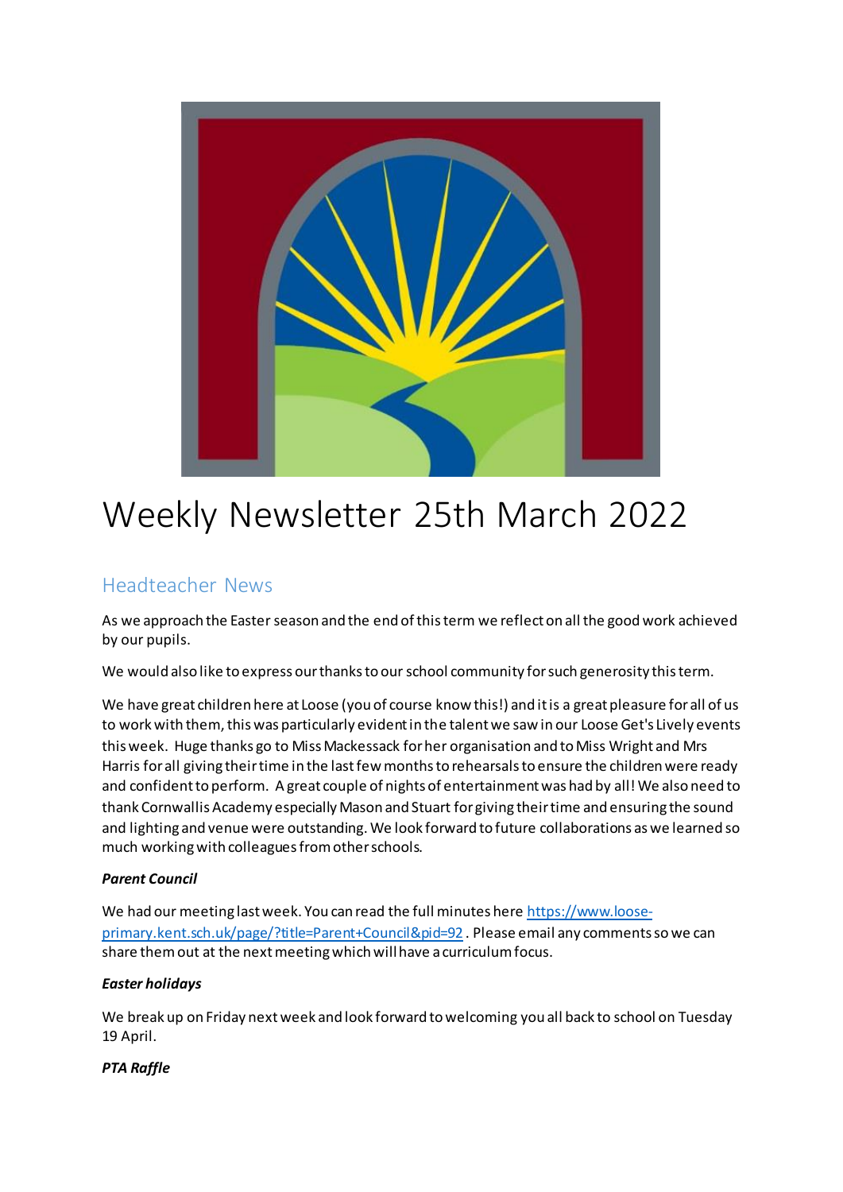# Weekly Newsletter 25th March 2022

## Headteacher News

As we approach the Easter season and the end of this term we reflect on all the good work achieved by our pupils.

We would also like to express our thanks to our school community for such generosity this term.

We have great children here at Loose (you of course know this!) and it is a great pleasure for all of us to work with them, this was particularly evident in the talent we saw in our Loose Get's Lively events this week. Huge thanks go to Miss Mackessack for her organisation and to Miss Wright and Mrs Harris for all giving their time in the last few months to rehearsals to ensure the children were ready and confident to perform. A great couple of nights of entertainment was had by all! We also need to thank Cornwallis Academy especially Mason and Stuart for giving their time and ensuring the sound and lighting and venue were outstanding. We look forward to future collaborations as we learned so much working with colleagues from other schools.

***Parent Council***

We had our meeting last week. You can read the full minutes here [https://www.loose-primary.kent.sch.uk/page/?title=Parent+Council&pid=92](https://www.loose-primary.kent.sch.uk/page/?title=Parent+Council&pid=92) . Please email any comments so we can share them out at the next meeting which will have a curriculum focus.

***Easter holidays***

We break up on Friday next week and look forward to welcoming you all back to school on Tuesday 19 April.

***PTA Raffle***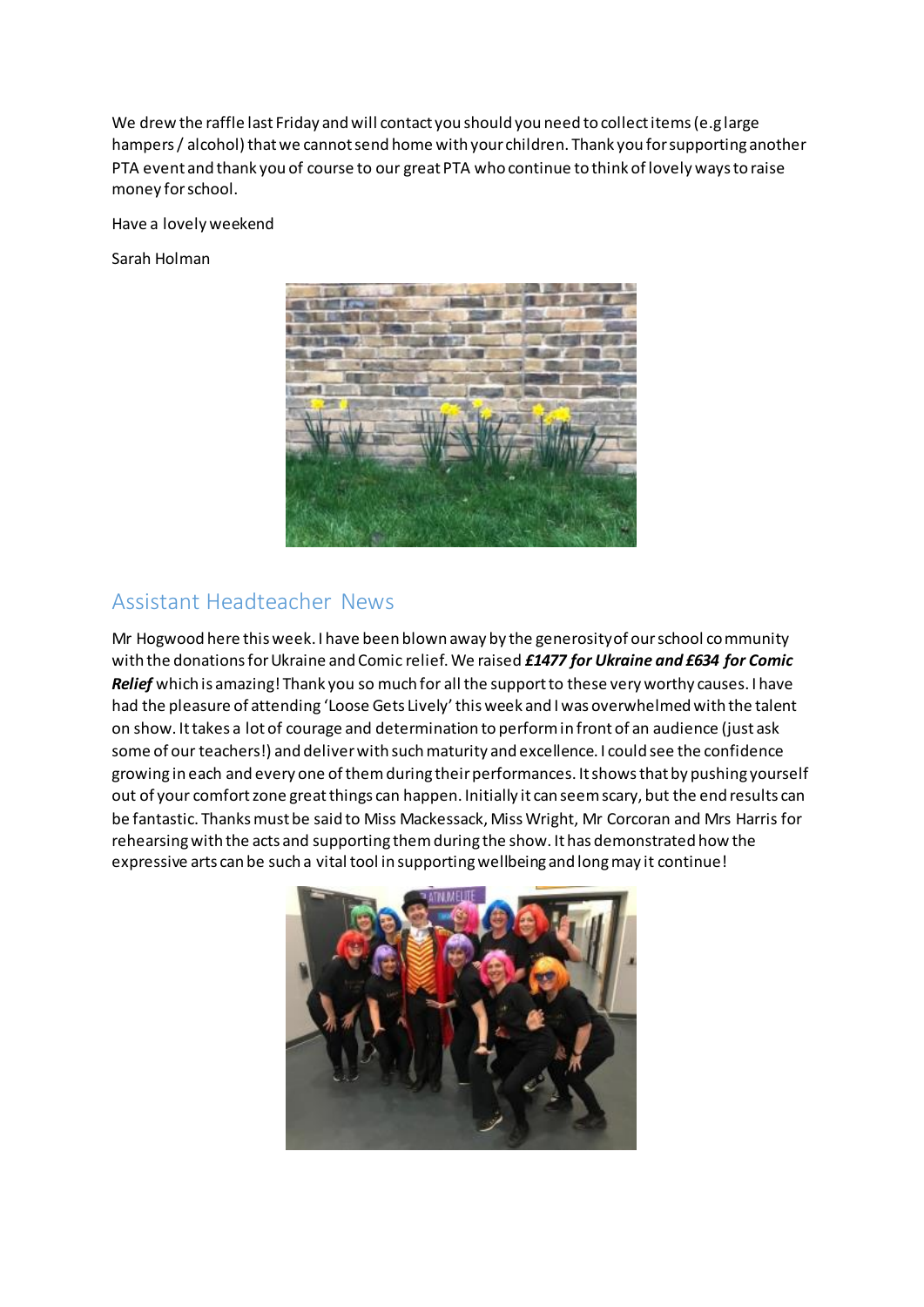We drew the raffle last Friday and will contact you should you need to collect items (e.g large hampers / alcohol) that we cannot send home with your children. Thank you for supporting another PTA event and thank you of course to our great PTA who continue to think of lovely ways to raise money for school.

Have a lovely weekend

Sarah Holman

## Assistant Headteacher News

Mr Hogwood here this week. I have been blown away by the generosity of our school community with the donations for Ukraine and Comic relief. We raised ***£1477 for Ukraine and £634 for Comic Relief*** which is amazing! Thank you so much for all the support to these very worthy causes. I have had the pleasure of attending 'Loose Gets Lively' this week and I was overwhelmed with the talent on show. It takes a lot of courage and determination to perform in front of an audience (just ask some of our teachers!) and deliver with such maturity and excellence. I could see the confidence growing in each and every one of them during their performances. It shows that by pushing yourself out of your comfort zone great things can happen. Initially it can seem scary, but the end results can be fantastic. Thanks must be said to Miss Mackessack, Miss Wright, Mr Corcoran and Mrs Harris for rehearsing with the acts and supporting them during the show. It has demonstrated how the expressive arts can be such a vital tool in supporting wellbeing and long may it continue!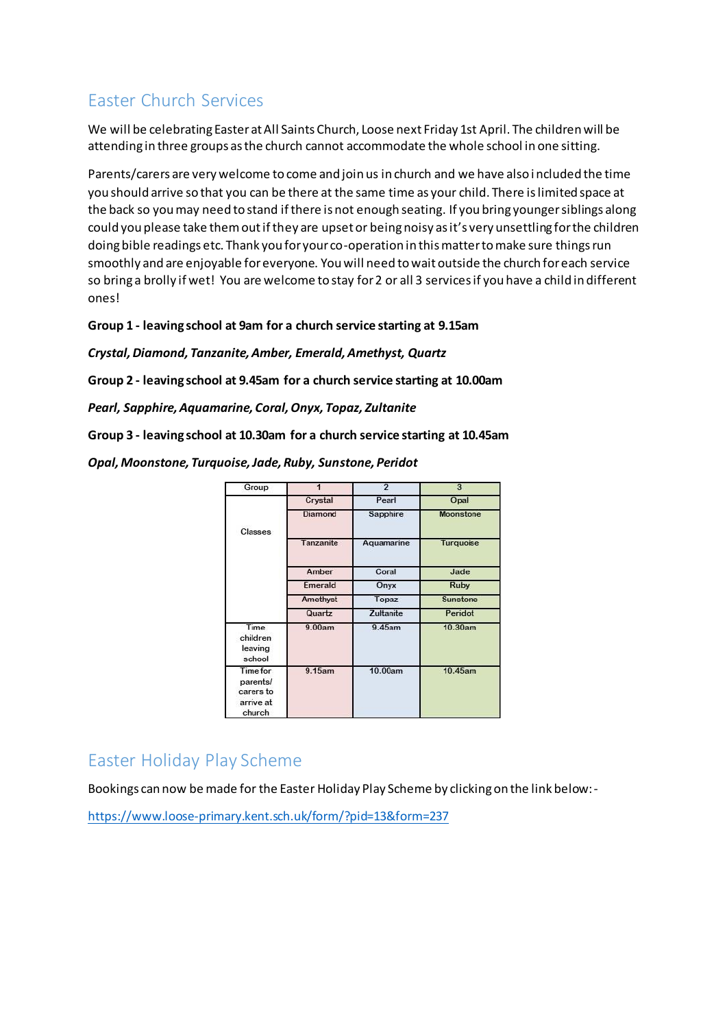## Easter Church Services

We will be celebrating Easter at All Saints Church, Loose next Friday 1st April. The children will be attending in three groups as the church cannot accommodate the whole school in one sitting.

Parents/carers are very welcome to come and join us in church and we have also included the time you should arrive so that you can be there at the same time as your child. There is limited space at the back so you may need to stand if there is not enough seating. If you bring younger siblings along could you please take them out if they are upset or being noisy as it's very unsettling for the children doing bible readings etc. Thank you for your co-operation in this matter to make sure things run smoothly and are enjoyable for everyone. You will need to wait outside the church for each service so bring a brolly if wet! You are welcome to stay for 2 or all 3 services if you have a child in different ones!

**Group 1 - leaving school at 9am for a church service starting at 9.15am**

***Crystal, Diamond, Tanzanite, Amber, Emerald, Amethyst, Quartz***

**Group 2 - leaving school at 9.45am for a church service starting at 10.00am**

***Pearl, Sapphire, Aquamarine, Coral, Onyx, Topaz, Zultanite***

**Group 3 - leaving school at 10.30am for a church service starting at 10.45am**

***Opal, Moonstone, Turquoise, Jade, Ruby, Sunstone, Peridot***

| Group | 1 | 2 | 3 |
|---|---|---|---|
| Classes | Crystal | Pearl | Opal |
| | Diamond | Sapphire | Moonstone |
| | Tanzanite | Aquamarine | Turquoise |
| | Amber | Coral | Jade |
| | Emerald | Onyx | Ruby |
| | Amethyst | Topaz | Sunstone |
| | Quartz | Zultanite | Peridot |
| Time children leaving school | 9.00am | 9.45am | 10.30am |
| Time for parents/ carers to arrive at church | 9.15am | 10.00am | 10.45am |

## Easter Holiday Play Scheme

Bookings can now be made for the Easter Holiday Play Scheme by clicking on the link below:-

https://www.loose-primary.kent.sch.uk/form/?pid=13&form=237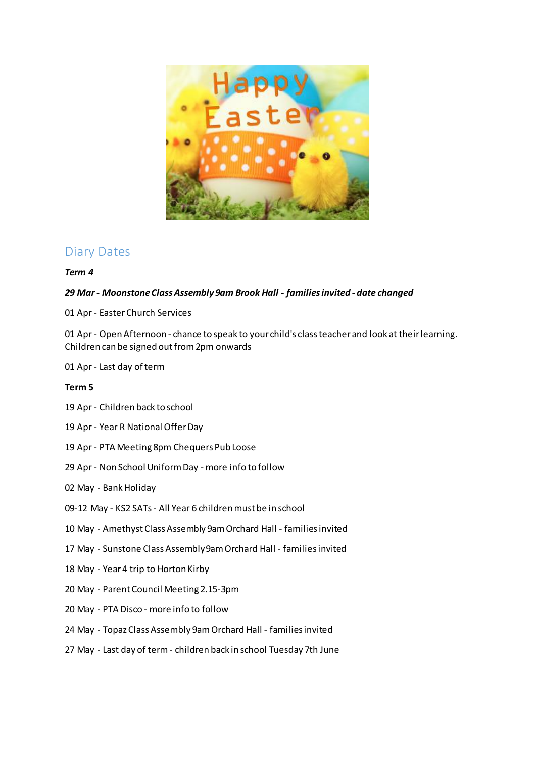## Diary Dates

***Term 4***

***29 Mar - Moonstone Class Assembly 9am Brook Hall - families invited - date changed***

01 Apr - Easter Church Services

01 Apr - Open Afternoon - chance to speak to your child's class teacher and look at their learning. Children can be signed out from 2pm onwards

01 Apr - Last day of term

**Term 5**

19 Apr - Children back to school

19 Apr - Year R National Offer Day

19 Apr - PTA Meeting 8pm Chequers Pub Loose

29 Apr - Non School Uniform Day - more info to follow

02 May - Bank Holiday

09-12 May - KS2 SATs - All Year 6 children must be in school

10 May - Amethyst Class Assembly 9am Orchard Hall - families invited

17 May - Sunstone Class Assembly 9am Orchard Hall - families invited

18 May - Year 4 trip to Horton Kirby

20 May - Parent Council Meeting 2.15-3pm

20 May - PTA Disco - more info to follow

24 May - Topaz Class Assembly 9am Orchard Hall - families invited

27 May - Last day of term - children back in school Tuesday 7th June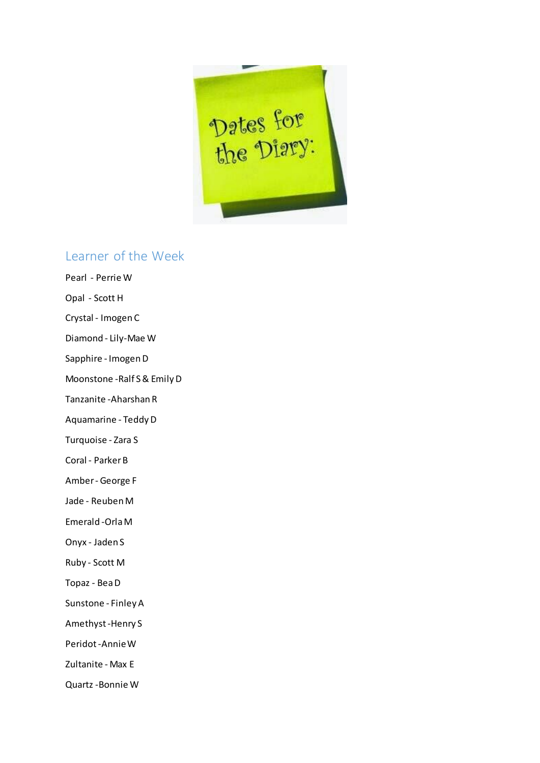# Dates for the Diary:

## Learner of the Week

Pearl - Perrie W

Opal - Scott H

Crystal - Imogen C

Diamond - Lily-Mae W

Sapphire - Imogen D

Moonstone - Ralf S & Emily D

Tanzanite - Aharshan R

Aquamarine - Teddy D

Turquoise - Zara S

Coral - Parker B

Amber - George F

Jade - Reuben M

Emerald - Orla M

Onyx - Jaden S

Ruby - Scott M

Topaz - Bea D

Sunstone - Finley A

Amethyst - Henry S

Peridot - Annie W

Zultanite - Max E

Quartz - Bonnie W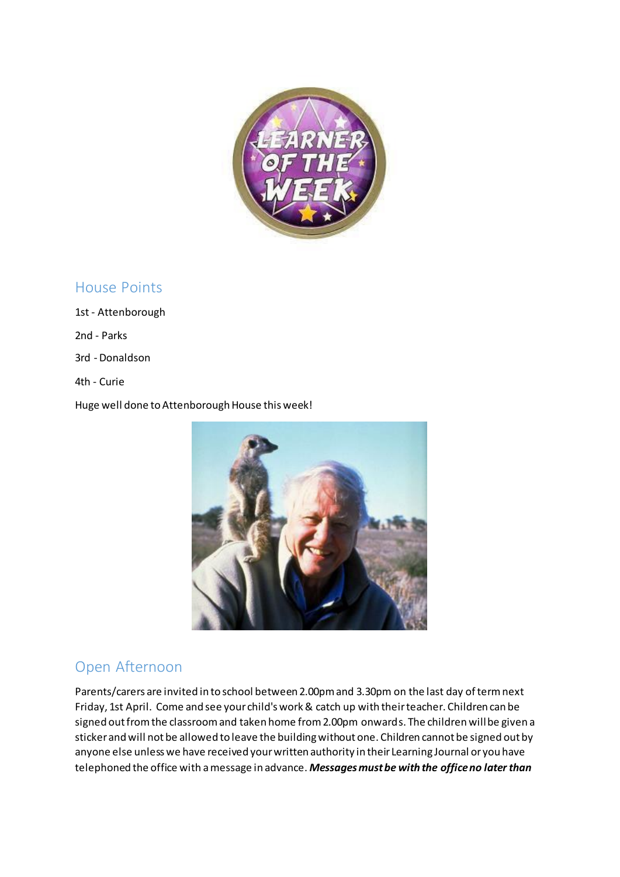## House Points

1st - Attenborough

2nd - Parks

3rd - Donaldson

4th - Curie

Huge well done to Attenborough House this week!

## Open Afternoon

Parents/carers are invited in to school between 2.00pm and 3.30pm on the last day of term next Friday, 1st April. Come and see your child's work & catch up with their teacher. Children can be signed out from the classroom and taken home from 2.00pm onwards. The children will be given a sticker and will not be allowed to leave the building without one. Children cannot be signed out by anyone else unless we have received your written authority in their Learning Journal or you have telephoned the office with a message in advance. ***Messages must be with the office no later than***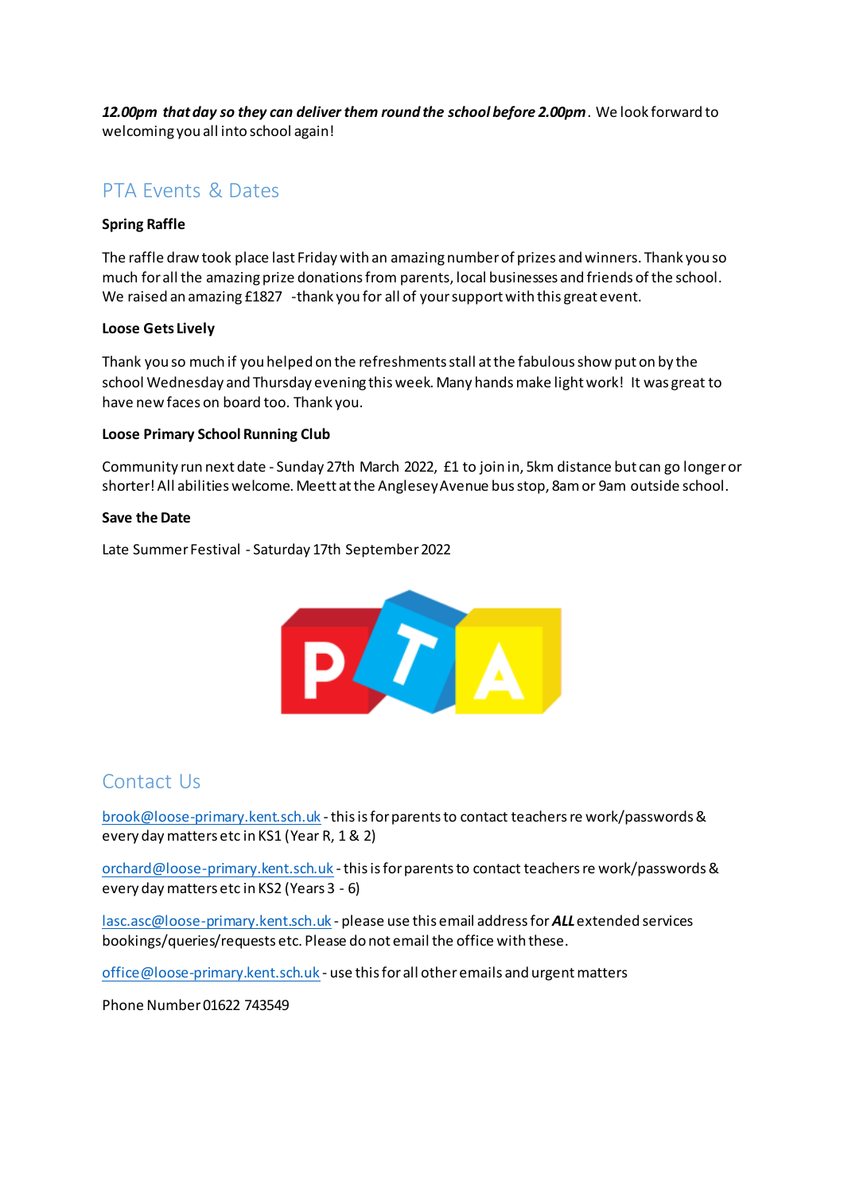***12.00pm that day so they can deliver them round the school before 2.00pm***. We look forward to welcoming you all into school again!

## PTA Events & Dates

**Spring Raffle**

The raffle draw took place last Friday with an amazing number of prizes and winners. Thank you so much for all the amazing prize donations from parents, local businesses and friends of the school. We raised an amazing £1827 -thank you for all of your support with this great event.

**Loose Gets Lively**

Thank you so much if you helped on the refreshments stall at the fabulous show put on by the school Wednesday and Thursday evening this week. Many hands make light work! It was great to have new faces on board too. Thank you.

**Loose Primary School Running Club**

Community run next date - Sunday 27th March 2022, £1 to join in, 5km distance but can go longer or shorter! All abilities welcome. Meett at the Anglesey Avenue bus stop, 8am or 9am outside school.

**Save the Date**

Late Summer Festival - Saturday 17th September 2022

## Contact Us

brook@loose-primary.kent.sch.uk - this is for parents to contact teachers re work/passwords & every day matters etc in KS1 (Year R, 1 & 2)

orchard@loose-primary.kent.sch.uk - this is for parents to contact teachers re work/passwords & every day matters etc in KS2 (Years 3 - 6)

lasc.asc@loose-primary.kent.sch.uk - please use this email address for ***ALL*** extended services bookings/queries/requests etc. Please do not email the office with these.

office@loose-primary.kent.sch.uk - use this for all other emails and urgent matters

Phone Number 01622 743549